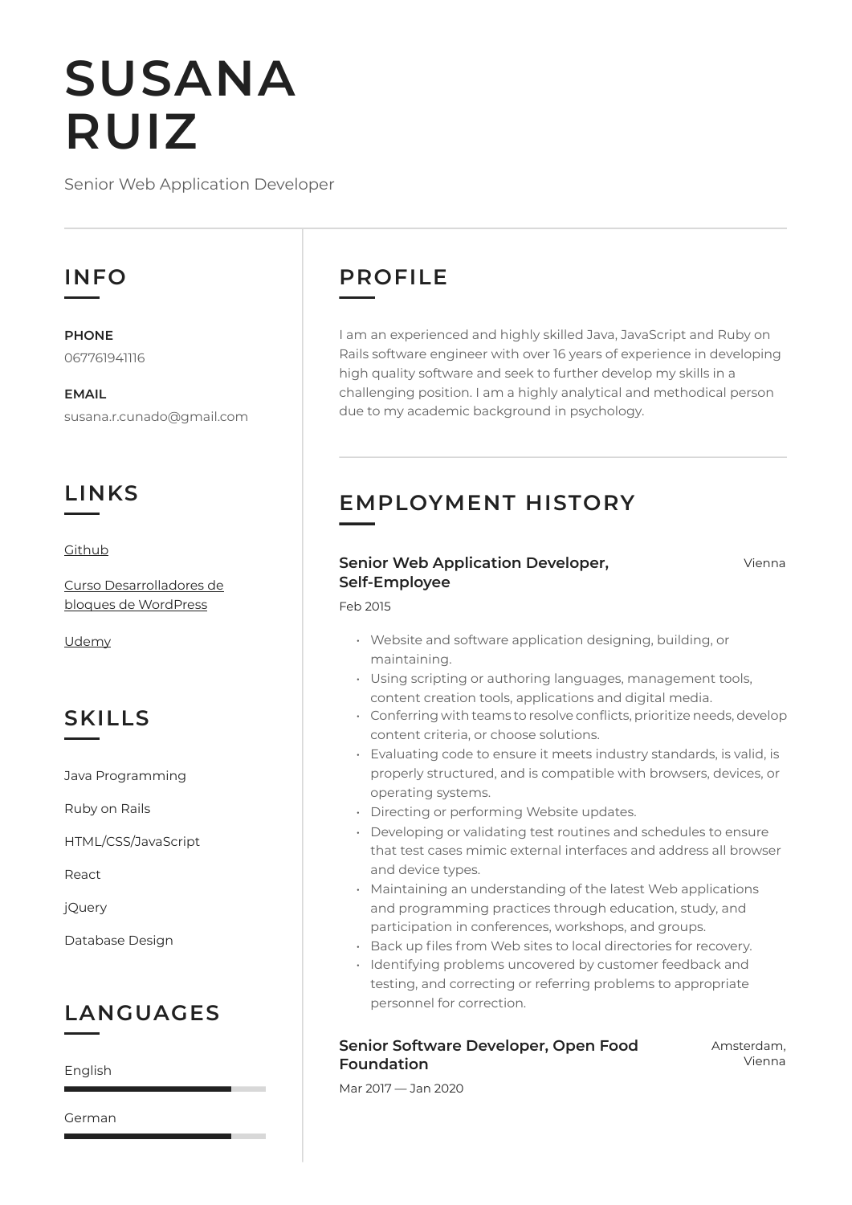# SUSANA RUIZ

Senior Web Application Developer

## INFO

**PHONE**

067761941116

**EMAIL**

susana.r.cunado@gmail.com

## LINKS

Github

Curso Desarrolladores de bloques de WordPress

Udemy

## SKILLS

Java Programming

Ruby on Rails

HTML/CSS/JavaScript

React

jQuery

Database Design

## LANGUAGES

English

German

## PROFILE

I am an experienced and highly skilled Java, JavaScript and Ruby on Rails software engineer with over 16 years of experience in developing high quality software and seek to further develop my skills in a challenging position. I am a highly analytical and methodical person due to my academic background in psychology.

## EMPLOYMENT HISTORY

### Senior Web Application Developer, Self-Employee

Vienna

Feb 2015

- Website and software application designing, building, or maintaining.
- Using scripting or authoring languages, management tools, content creation tools, applications and digital media.
- Conferring with teams to resolve conflicts, prioritize needs, develop content criteria, or choose solutions.
- Evaluating code to ensure it meets industry standards, is valid, is properly structured, and is compatible with browsers, devices, or operating systems.
- Directing or performing Website updates.
- Developing or validating test routines and schedules to ensure that test cases mimic external interfaces and address all browser and device types.
- Maintaining an understanding of the latest Web applications and programming practices through education, study, and participation in conferences, workshops, and groups.
- Back up files from Web sites to local directories for recovery.
- Identifying problems uncovered by customer feedback and testing, and correcting or referring problems to appropriate personnel for correction.

### Senior Software Developer, Open Food Foundation

Amsterdam, Vienna

Mar 2017 — Jan 2020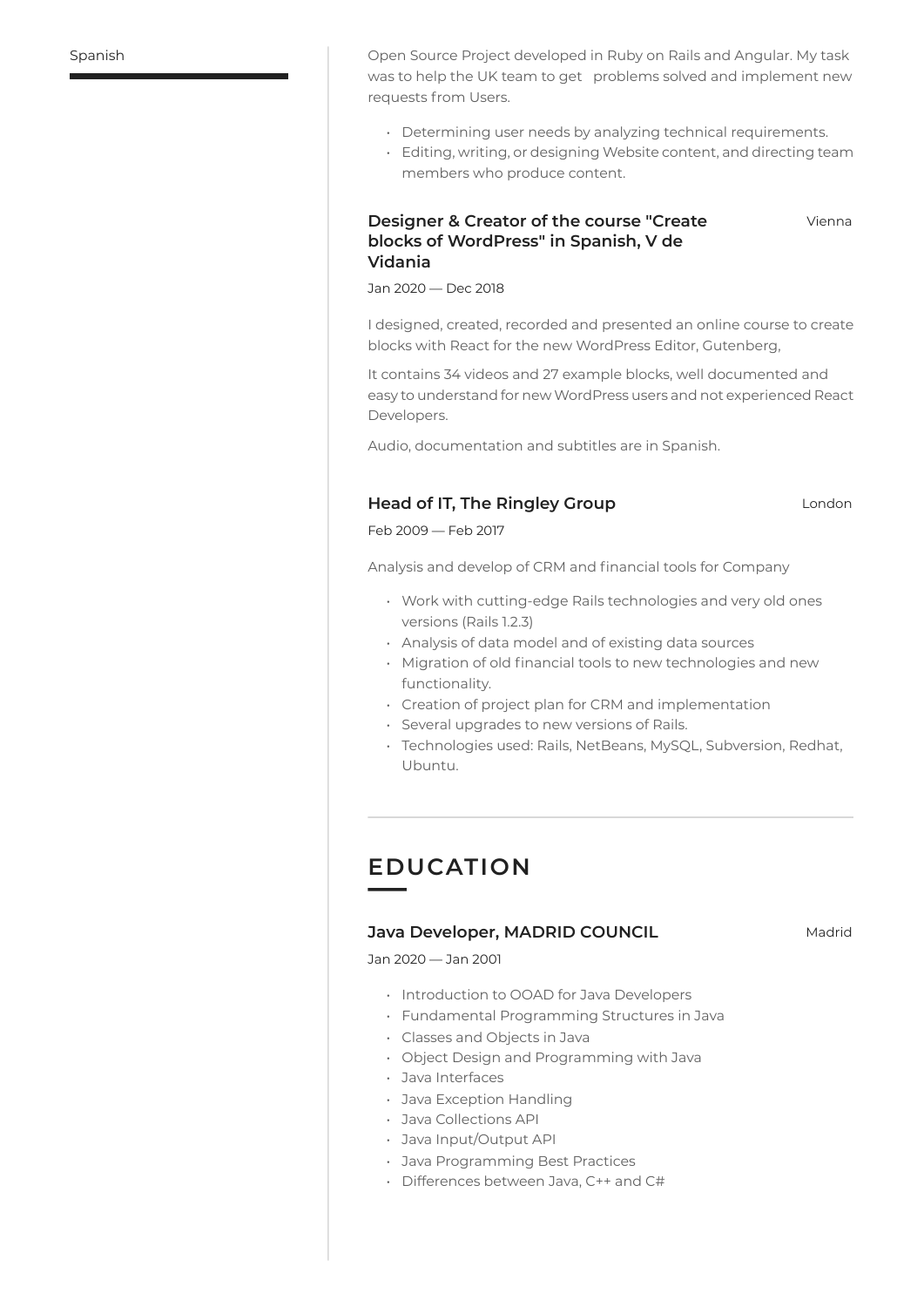Spanish

Open Source Project developed in Ruby on Rails and Angular. My task was to help the UK team to get   problems solved and implement new requests from Users.

- Determining user needs by analyzing technical requirements.
- Editing, writing, or designing Website content, and directing team members who produce content.

### Designer & Creator of the course "Create blocks of WordPress" in Spanish, V de Vidania

Vienna

Jan 2020 — Dec 2018

I designed, created, recorded and presented an online course to create blocks with React for the new WordPress Editor, Gutenberg,

It contains 34 videos and 27 example blocks, well documented and easy to understand for new WordPress users and not experienced React Developers.

Audio, documentation and subtitles are in Spanish.

### Head of IT, The Ringley Group

London

Feb 2009 — Feb 2017

Analysis and develop of CRM and financial tools for Company

- Work with cutting-edge Rails technologies and very old ones versions (Rails 1.2.3)
- Analysis of data model and of existing data sources
- Migration of old financial tools to new technologies and new functionality.
- Creation of project plan for CRM and implementation
- Several upgrades to new versions of Rails.
- Technologies used: Rails, NetBeans, MySQL, Subversion, Redhat, Ubuntu.

## EDUCATION

### Java Developer, MADRID COUNCIL

Madrid

Jan 2020 — Jan 2001

- Introduction to OOAD for Java Developers
- Fundamental Programming Structures in Java
- Classes and Objects in Java
- Object Design and Programming with Java
- Java Interfaces
- Java Exception Handling
- Java Collections API
- Java Input/Output API
- Java Programming Best Practices
- Differences between Java, C++ and C#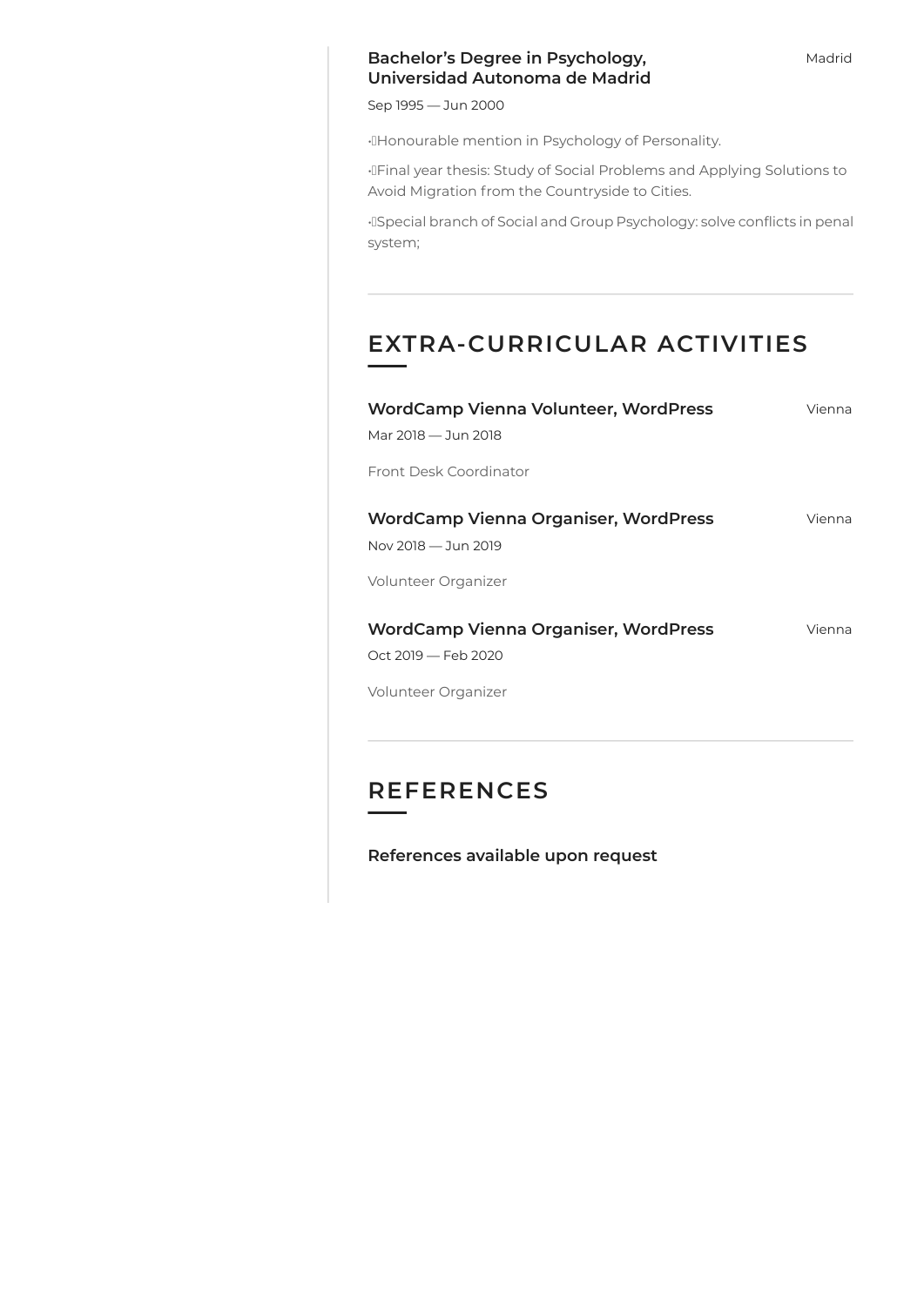**Bachelor's Degree in Psychology, Universidad Autonoma de Madrid** — Madrid

Sep 1995 — Jun 2000

- Honourable mention in Psychology of Personality.
- Final year thesis: Study of Social Problems and Applying Solutions to Avoid Migration from the Countryside to Cities.
- Special branch of Social and Group Psychology: solve conflicts in penal system;

## EXTRA-CURRICULAR ACTIVITIES

**WordCamp Vienna Volunteer, WordPress** — Vienna

Mar 2018 — Jun 2018

Front Desk Coordinator

**WordCamp Vienna Organiser, WordPress** — Vienna

Nov 2018 — Jun 2019

Volunteer Organizer

**WordCamp Vienna Organiser, WordPress** — Vienna

Oct 2019 — Feb 2020

Volunteer Organizer

## REFERENCES

**References available upon request**